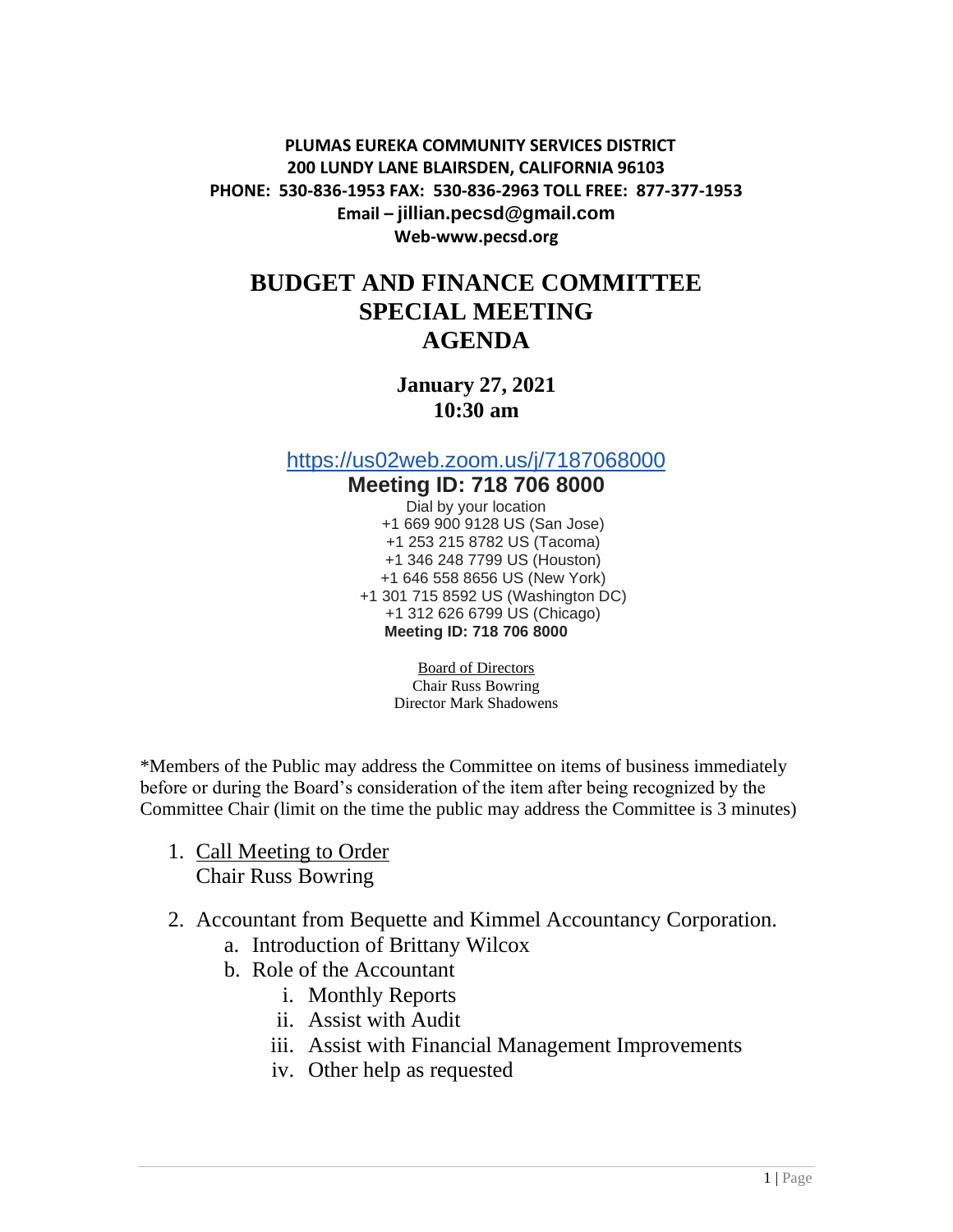**PLUMAS EUREKA COMMUNITY SERVICES DISTRICT**
**200 LUNDY LANE BLAIRSDEN, CALIFORNIA 96103**
**PHONE: 530-836-1953 FAX: 530-836-2963 TOLL FREE: 877-377-1953**
**Email – jillian.pecsd@gmail.com**
**Web-www.pecsd.org**

# BUDGET AND FINANCE COMMITTEE SPECIAL MEETING AGENDA

**January 27, 2021**
**10:30 am**

https://us02web.zoom.us/j/7187068000

**Meeting ID: 718 706 8000**

Dial by your location
+1 669 900 9128 US (San Jose)
+1 253 215 8782 US (Tacoma)
+1 346 248 7799 US (Houston)
+1 646 558 8656 US (New York)
+1 301 715 8592 US (Washington DC)
+1 312 626 6799 US (Chicago)
**Meeting ID: 718 706 8000**

Board of Directors
Chair Russ Bowring
Director Mark Shadowens

*Members of the Public may address the Committee on items of business immediately before or during the Board's consideration of the item after being recognized by the Committee Chair (limit on the time the public may address the Committee is 3 minutes)

1. Call Meeting to Order
   Chair Russ Bowring

2. Accountant from Bequette and Kimmel Accountancy Corporation.
   a. Introduction of Brittany Wilcox
   b. Role of the Accountant
      i. Monthly Reports
      ii. Assist with Audit
      iii. Assist with Financial Management Improvements
      iv. Other help as requested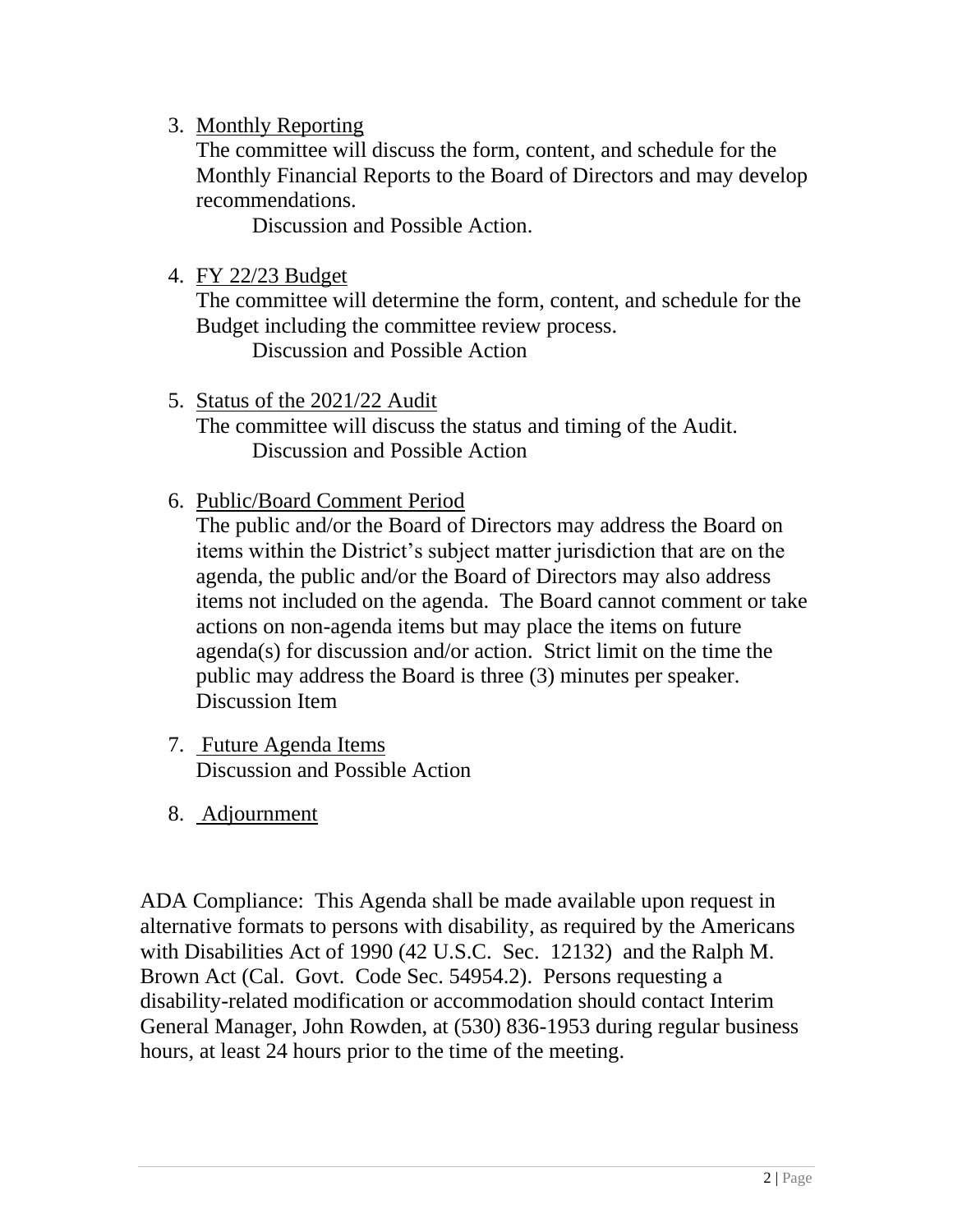3. Monthly Reporting
   The committee will discuss the form, content, and schedule for the Monthly Financial Reports to the Board of Directors and may develop recommendations.
   Discussion and Possible Action.

4. FY 22/23 Budget
   The committee will determine the form, content, and schedule for the Budget including the committee review process.
   Discussion and Possible Action

5. Status of the 2021/22 Audit
   The committee will discuss the status and timing of the Audit.
   Discussion and Possible Action

6. Public/Board Comment Period
   The public and/or the Board of Directors may address the Board on items within the District's subject matter jurisdiction that are on the agenda, the public and/or the Board of Directors may also address items not included on the agenda. The Board cannot comment or take actions on non-agenda items but may place the items on future agenda(s) for discussion and/or action. Strict limit on the time the public may address the Board is three (3) minutes per speaker.
   Discussion Item

7. Future Agenda Items
   Discussion and Possible Action

8. Adjournment

ADA Compliance: This Agenda shall be made available upon request in alternative formats to persons with disability, as required by the Americans with Disabilities Act of 1990 (42 U.S.C. Sec. 12132) and the Ralph M. Brown Act (Cal. Govt. Code Sec. 54954.2). Persons requesting a disability-related modification or accommodation should contact Interim General Manager, John Rowden, at (530) 836-1953 during regular business hours, at least 24 hours prior to the time of the meeting.